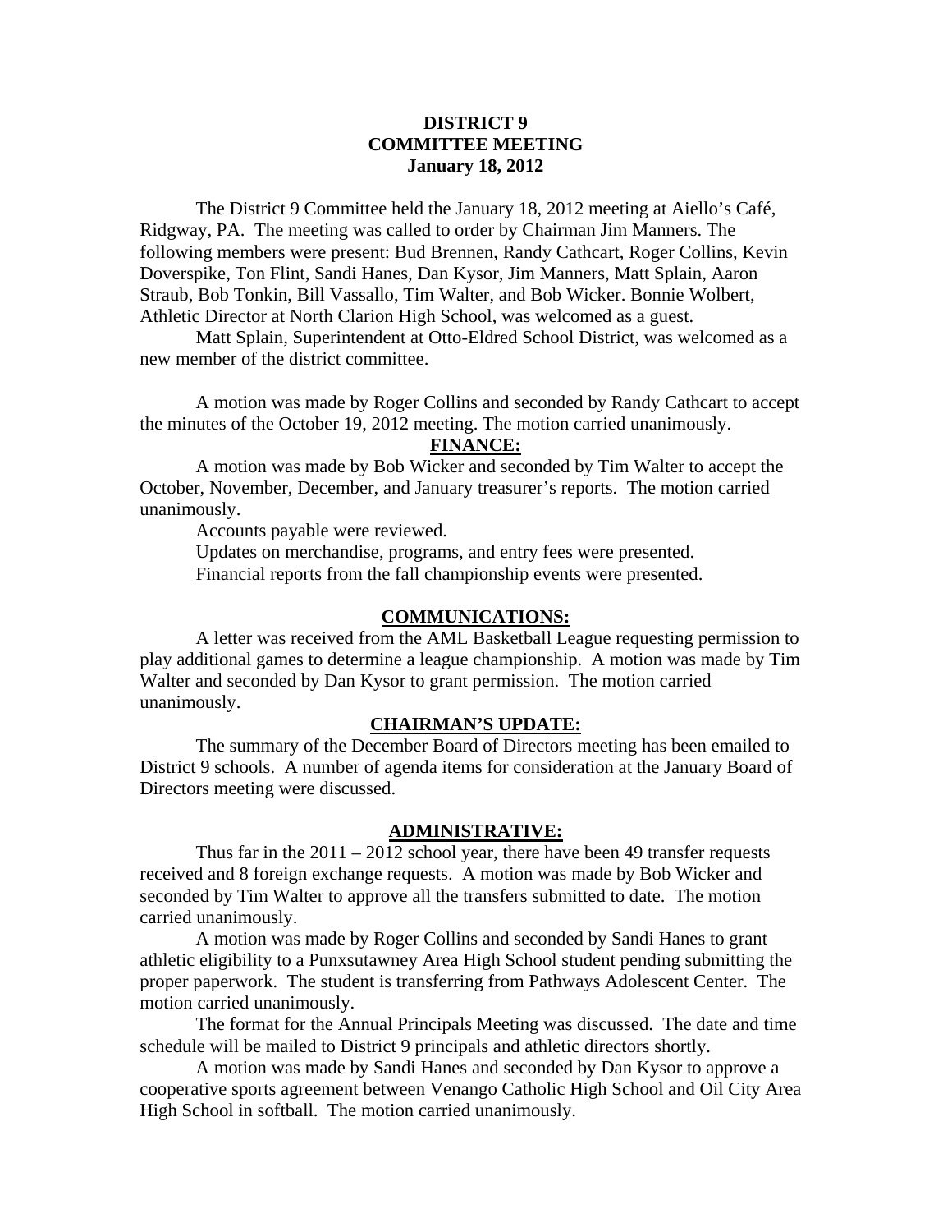**DISTRICT 9**
**COMMITTEE MEETING**
**January 18, 2012**

The District 9 Committee held the January 18, 2012 meeting at Aiello's Café, Ridgway, PA. The meeting was called to order by Chairman Jim Manners. The following members were present: Bud Brennen, Randy Cathcart, Roger Collins, Kevin Doverspike, Ton Flint, Sandi Hanes, Dan Kysor, Jim Manners, Matt Splain, Aaron Straub, Bob Tonkin, Bill Vassallo, Tim Walter, and Bob Wicker. Bonnie Wolbert, Athletic Director at North Clarion High School, was welcomed as a guest.

Matt Splain, Superintendent at Otto-Eldred School District, was welcomed as a new member of the district committee.

A motion was made by Roger Collins and seconded by Randy Cathcart to accept the minutes of the October 19, 2012 meeting. The motion carried unanimously.

**FINANCE:**

A motion was made by Bob Wicker and seconded by Tim Walter to accept the October, November, December, and January treasurer's reports. The motion carried unanimously.

Accounts payable were reviewed.

Updates on merchandise, programs, and entry fees were presented.

Financial reports from the fall championship events were presented.

**COMMUNICATIONS:**

A letter was received from the AML Basketball League requesting permission to play additional games to determine a league championship. A motion was made by Tim Walter and seconded by Dan Kysor to grant permission. The motion carried unanimously.

**CHAIRMAN'S UPDATE:**

The summary of the December Board of Directors meeting has been emailed to District 9 schools. A number of agenda items for consideration at the January Board of Directors meeting were discussed.

**ADMINISTRATIVE:**

Thus far in the 2011 – 2012 school year, there have been 49 transfer requests received and 8 foreign exchange requests. A motion was made by Bob Wicker and seconded by Tim Walter to approve all the transfers submitted to date. The motion carried unanimously.

A motion was made by Roger Collins and seconded by Sandi Hanes to grant athletic eligibility to a Punxsutawney Area High School student pending submitting the proper paperwork. The student is transferring from Pathways Adolescent Center. The motion carried unanimously.

The format for the Annual Principals Meeting was discussed. The date and time schedule will be mailed to District 9 principals and athletic directors shortly.

A motion was made by Sandi Hanes and seconded by Dan Kysor to approve a cooperative sports agreement between Venango Catholic High School and Oil City Area High School in softball. The motion carried unanimously.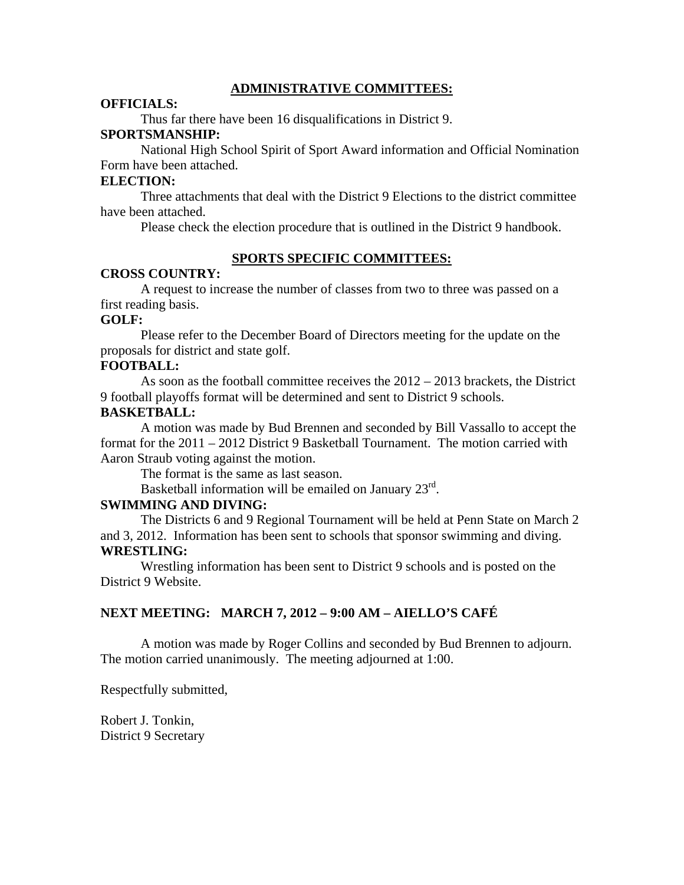## ADMINISTRATIVE COMMITTEES:

**OFFICIALS:**

Thus far there have been 16 disqualifications in District 9.

**SPORTSMANSHIP:**

National High School Spirit of Sport Award information and Official Nomination Form have been attached.

**ELECTION:**

Three attachments that deal with the District 9 Elections to the district committee have been attached.

Please check the election procedure that is outlined in the District 9 handbook.

## SPORTS SPECIFIC COMMITTEES:

**CROSS COUNTRY:**

A request to increase the number of classes from two to three was passed on a first reading basis.

**GOLF:**

Please refer to the December Board of Directors meeting for the update on the proposals for district and state golf.

**FOOTBALL:**

As soon as the football committee receives the 2012 – 2013 brackets, the District 9 football playoffs format will be determined and sent to District 9 schools.

**BASKETBALL:**

A motion was made by Bud Brennen and seconded by Bill Vassallo to accept the format for the 2011 – 2012 District 9 Basketball Tournament. The motion carried with Aaron Straub voting against the motion.

The format is the same as last season.

Basketball information will be emailed on January 23rd.

**SWIMMING AND DIVING:**

The Districts 6 and 9 Regional Tournament will be held at Penn State on March 2 and 3, 2012. Information has been sent to schools that sponsor swimming and diving.

**WRESTLING:**

Wrestling information has been sent to District 9 schools and is posted on the District 9 Website.

**NEXT MEETING: MARCH 7, 2012 – 9:00 AM – AIELLO'S CAFÉ**

A motion was made by Roger Collins and seconded by Bud Brennen to adjourn. The motion carried unanimously. The meeting adjourned at 1:00.

Respectfully submitted,

Robert J. Tonkin,
District 9 Secretary